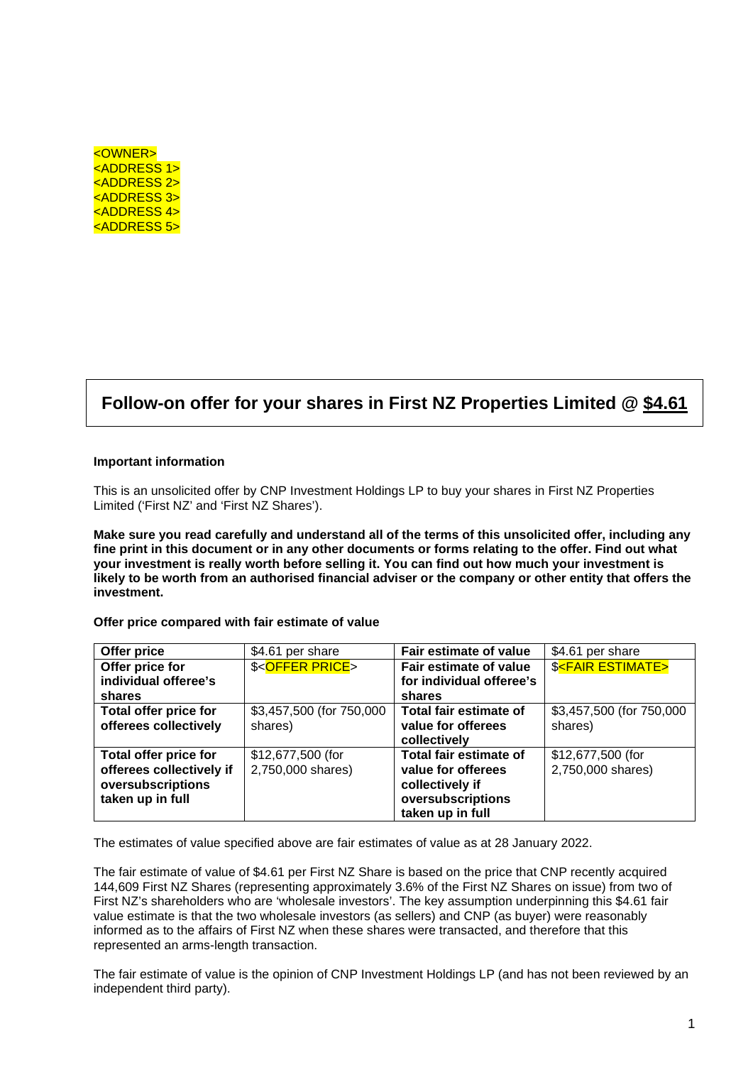<OWNER>
<ADDRESS 1>
<ADDRESS 2>
<ADDRESS 3>
<ADDRESS 4>
<ADDRESS 5>

# Follow-on offer for your shares in First NZ Properties Limited @ $4.61

**Important information**

This is an unsolicited offer by CNP Investment Holdings LP to buy your shares in First NZ Properties Limited ('First NZ' and 'First NZ Shares').

**Make sure you read carefully and understand all of the terms of this unsolicited offer, including any fine print in this document or in any other documents or forms relating to the offer. Find out what your investment is really worth before selling it. You can find out how much your investment is likely to be worth from an authorised financial adviser or the company or other entity that offers the investment.**

**Offer price compared with fair estimate of value**

| **Offer price** | $4.61 per share | **Fair estimate of value** | $4.61 per share |
|---|---|---|---|
| **Offer price for individual offeree's shares** | $<OFFER PRICE> | **Fair estimate of value for individual offeree's shares** | $<FAIR ESTIMATE> |
| **Total offer price for offerees collectively** | $3,457,500 (for 750,000 shares) | **Total fair estimate of value for offerees collectively** | $3,457,500 (for 750,000 shares) |
| **Total offer price for offerees collectively if oversubscriptions taken up in full** | $12,677,500 (for 2,750,000 shares) | **Total fair estimate of value for offerees collectively if oversubscriptions taken up in full** | $12,677,500 (for 2,750,000 shares) |

The estimates of value specified above are fair estimates of value as at 28 January 2022.

The fair estimate of value of $4.61 per First NZ Share is based on the price that CNP recently acquired 144,609 First NZ Shares (representing approximately 3.6% of the First NZ Shares on issue) from two of First NZ's shareholders who are 'wholesale investors'. The key assumption underpinning this $4.61 fair value estimate is that the two wholesale investors (as sellers) and CNP (as buyer) were reasonably informed as to the affairs of First NZ when these shares were transacted, and therefore that this represented an arms-length transaction.

The fair estimate of value is the opinion of CNP Investment Holdings LP (and has not been reviewed by an independent third party).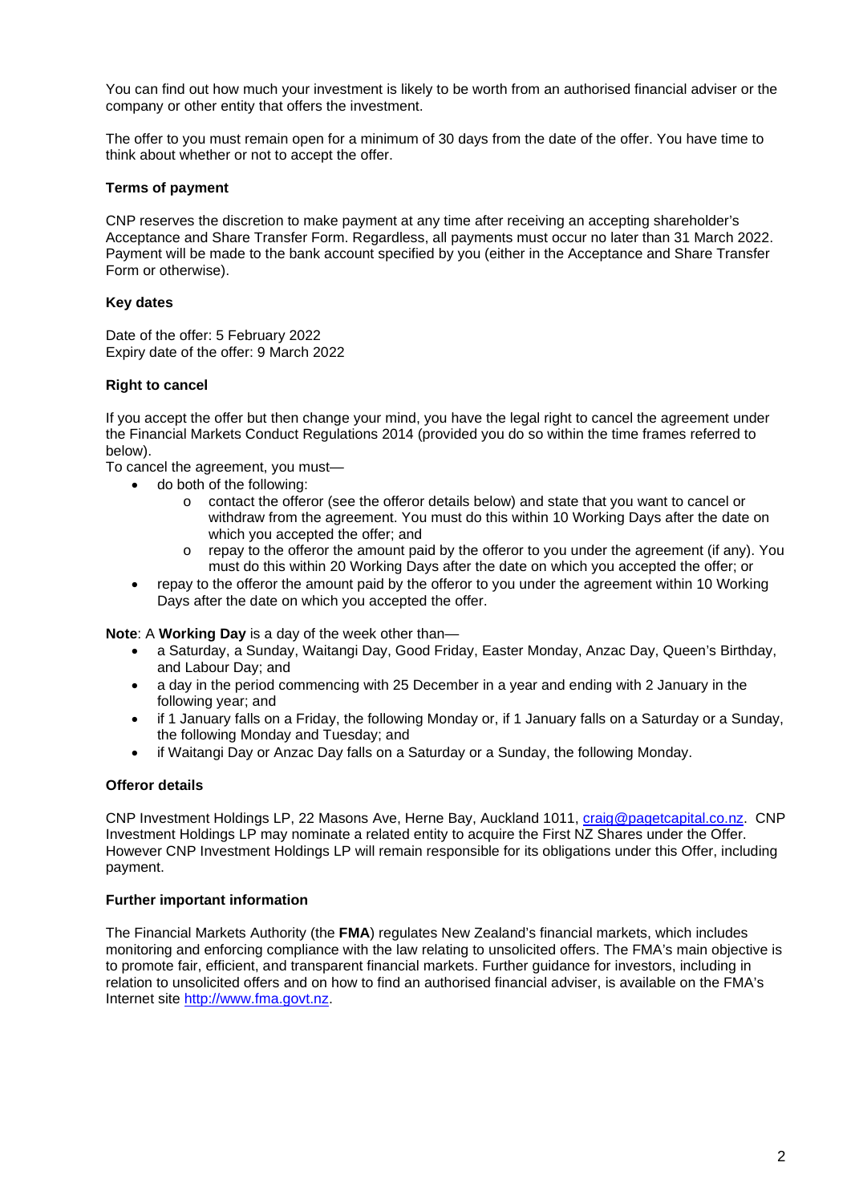You can find out how much your investment is likely to be worth from an authorised financial adviser or the company or other entity that offers the investment.

The offer to you must remain open for a minimum of 30 days from the date of the offer. You have time to think about whether or not to accept the offer.

**Terms of payment**

CNP reserves the discretion to make payment at any time after receiving an accepting shareholder's Acceptance and Share Transfer Form. Regardless, all payments must occur no later than 31 March 2022. Payment will be made to the bank account specified by you (either in the Acceptance and Share Transfer Form or otherwise).

**Key dates**

Date of the offer: 5 February 2022
Expiry date of the offer: 9 March 2022

**Right to cancel**

If you accept the offer but then change your mind, you have the legal right to cancel the agreement under the Financial Markets Conduct Regulations 2014 (provided you do so within the time frames referred to below).

To cancel the agreement, you must—

- do both of the following:
  - contact the offeror (see the offeror details below) and state that you want to cancel or withdraw from the agreement. You must do this within 10 Working Days after the date on which you accepted the offer; and
  - repay to the offeror the amount paid by the offeror to you under the agreement (if any). You must do this within 20 Working Days after the date on which you accepted the offer; or
- repay to the offeror the amount paid by the offeror to you under the agreement within 10 Working Days after the date on which you accepted the offer.

**Note**: A **Working Day** is a day of the week other than—

- a Saturday, a Sunday, Waitangi Day, Good Friday, Easter Monday, Anzac Day, Queen's Birthday, and Labour Day; and
- a day in the period commencing with 25 December in a year and ending with 2 January in the following year; and
- if 1 January falls on a Friday, the following Monday or, if 1 January falls on a Saturday or a Sunday, the following Monday and Tuesday; and
- if Waitangi Day or Anzac Day falls on a Saturday or a Sunday, the following Monday.

**Offeror details**

CNP Investment Holdings LP, 22 Masons Ave, Herne Bay, Auckland 1011, craig@pagetcapital.co.nz. CNP Investment Holdings LP may nominate a related entity to acquire the First NZ Shares under the Offer. However CNP Investment Holdings LP will remain responsible for its obligations under this Offer, including payment.

**Further important information**

The Financial Markets Authority (the **FMA**) regulates New Zealand's financial markets, which includes monitoring and enforcing compliance with the law relating to unsolicited offers. The FMA's main objective is to promote fair, efficient, and transparent financial markets. Further guidance for investors, including in relation to unsolicited offers and on how to find an authorised financial adviser, is available on the FMA's Internet site http://www.fma.govt.nz.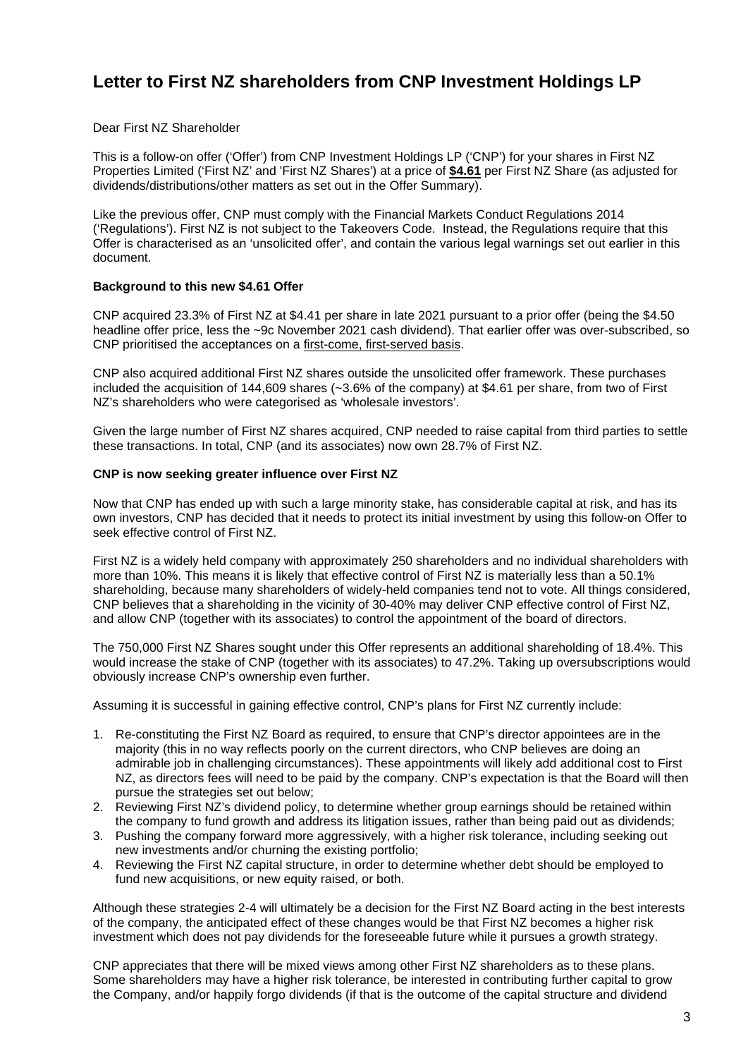# Letter to First NZ shareholders from CNP Investment Holdings LP

Dear First NZ Shareholder

This is a follow-on offer ('Offer') from CNP Investment Holdings LP ('CNP') for your shares in First NZ Properties Limited ('First NZ' and 'First NZ Shares') at a price of **$4.61** per First NZ Share (as adjusted for dividends/distributions/other matters as set out in the Offer Summary).

Like the previous offer, CNP must comply with the Financial Markets Conduct Regulations 2014 ('Regulations'). First NZ is not subject to the Takeovers Code. Instead, the Regulations require that this Offer is characterised as an 'unsolicited offer', and contain the various legal warnings set out earlier in this document.

**Background to this new $4.61 Offer**

CNP acquired 23.3% of First NZ at $4.41 per share in late 2021 pursuant to a prior offer (being the $4.50 headline offer price, less the ~9c November 2021 cash dividend). That earlier offer was over-subscribed, so CNP prioritised the acceptances on a first-come, first-served basis.

CNP also acquired additional First NZ shares outside the unsolicited offer framework. These purchases included the acquisition of 144,609 shares (~3.6% of the company) at $4.61 per share, from two of First NZ's shareholders who were categorised as 'wholesale investors'.

Given the large number of First NZ shares acquired, CNP needed to raise capital from third parties to settle these transactions. In total, CNP (and its associates) now own 28.7% of First NZ.

**CNP is now seeking greater influence over First NZ**

Now that CNP has ended up with such a large minority stake, has considerable capital at risk, and has its own investors, CNP has decided that it needs to protect its initial investment by using this follow-on Offer to seek effective control of First NZ.

First NZ is a widely held company with approximately 250 shareholders and no individual shareholders with more than 10%. This means it is likely that effective control of First NZ is materially less than a 50.1% shareholding, because many shareholders of widely-held companies tend not to vote. All things considered, CNP believes that a shareholding in the vicinity of 30-40% may deliver CNP effective control of First NZ, and allow CNP (together with its associates) to control the appointment of the board of directors.

The 750,000 First NZ Shares sought under this Offer represents an additional shareholding of 18.4%. This would increase the stake of CNP (together with its associates) to 47.2%. Taking up oversubscriptions would obviously increase CNP's ownership even further.

Assuming it is successful in gaining effective control, CNP's plans for First NZ currently include:

1. Re-constituting the First NZ Board as required, to ensure that CNP's director appointees are in the majority (this in no way reflects poorly on the current directors, who CNP believes are doing an admirable job in challenging circumstances). These appointments will likely add additional cost to First NZ, as directors fees will need to be paid by the company. CNP's expectation is that the Board will then pursue the strategies set out below;
2. Reviewing First NZ's dividend policy, to determine whether group earnings should be retained within the company to fund growth and address its litigation issues, rather than being paid out as dividends;
3. Pushing the company forward more aggressively, with a higher risk tolerance, including seeking out new investments and/or churning the existing portfolio;
4. Reviewing the First NZ capital structure, in order to determine whether debt should be employed to fund new acquisitions, or new equity raised, or both.

Although these strategies 2-4 will ultimately be a decision for the First NZ Board acting in the best interests of the company, the anticipated effect of these changes would be that First NZ becomes a higher risk investment which does not pay dividends for the foreseeable future while it pursues a growth strategy.

CNP appreciates that there will be mixed views among other First NZ shareholders as to these plans. Some shareholders may have a higher risk tolerance, be interested in contributing further capital to grow the Company, and/or happily forgo dividends (if that is the outcome of the capital structure and dividend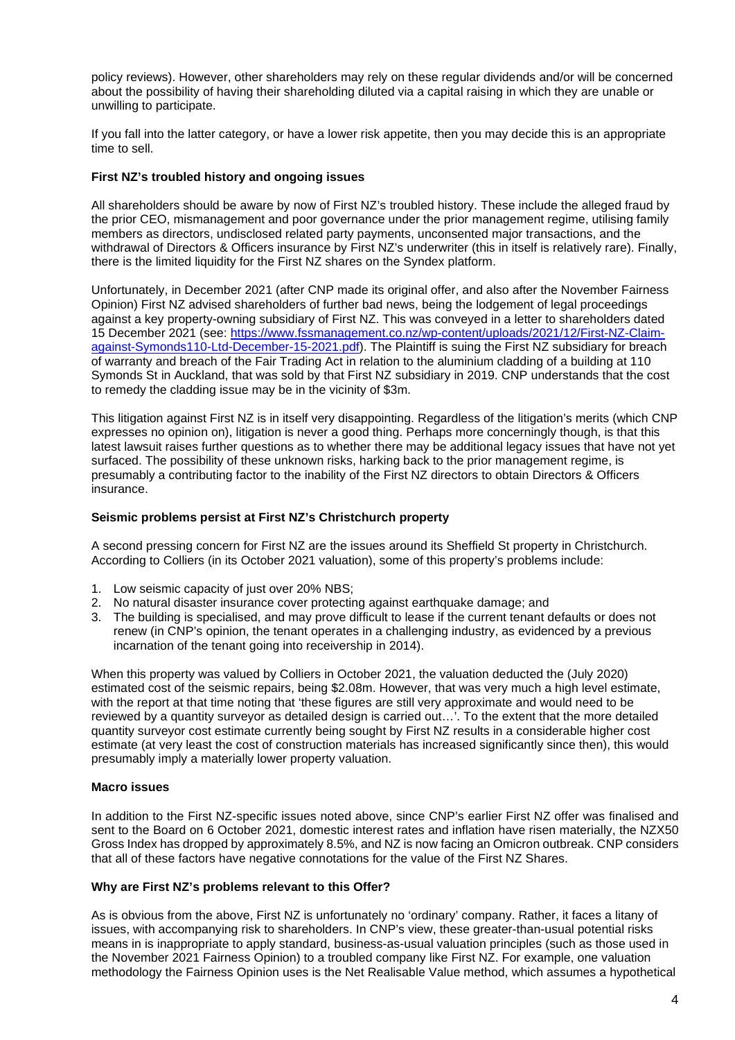policy reviews). However, other shareholders may rely on these regular dividends and/or will be concerned about the possibility of having their shareholding diluted via a capital raising in which they are unable or unwilling to participate.

If you fall into the latter category, or have a lower risk appetite, then you may decide this is an appropriate time to sell.

**First NZ's troubled history and ongoing issues**

All shareholders should be aware by now of First NZ's troubled history. These include the alleged fraud by the prior CEO, mismanagement and poor governance under the prior management regime, utilising family members as directors, undisclosed related party payments, unconsented major transactions, and the withdrawal of Directors & Officers insurance by First NZ's underwriter (this in itself is relatively rare). Finally, there is the limited liquidity for the First NZ shares on the Syndex platform.

Unfortunately, in December 2021 (after CNP made its original offer, and also after the November Fairness Opinion) First NZ advised shareholders of further bad news, being the lodgement of legal proceedings against a key property-owning subsidiary of First NZ. This was conveyed in a letter to shareholders dated 15 December 2021 (see: https://www.fssmanagement.co.nz/wp-content/uploads/2021/12/First-NZ-Claim-against-Symonds110-Ltd-December-15-2021.pdf). The Plaintiff is suing the First NZ subsidiary for breach of warranty and breach of the Fair Trading Act in relation to the aluminium cladding of a building at 110 Symonds St in Auckland, that was sold by that First NZ subsidiary in 2019. CNP understands that the cost to remedy the cladding issue may be in the vicinity of $3m.

This litigation against First NZ is in itself very disappointing. Regardless of the litigation's merits (which CNP expresses no opinion on), litigation is never a good thing. Perhaps more concerningly though, is that this latest lawsuit raises further questions as to whether there may be additional legacy issues that have not yet surfaced. The possibility of these unknown risks, harking back to the prior management regime, is presumably a contributing factor to the inability of the First NZ directors to obtain Directors & Officers insurance.

**Seismic problems persist at First NZ's Christchurch property**

A second pressing concern for First NZ are the issues around its Sheffield St property in Christchurch. According to Colliers (in its October 2021 valuation), some of this property's problems include:

1. Low seismic capacity of just over 20% NBS;
2. No natural disaster insurance cover protecting against earthquake damage; and
3. The building is specialised, and may prove difficult to lease if the current tenant defaults or does not renew (in CNP's opinion, the tenant operates in a challenging industry, as evidenced by a previous incarnation of the tenant going into receivership in 2014).

When this property was valued by Colliers in October 2021, the valuation deducted the (July 2020) estimated cost of the seismic repairs, being $2.08m. However, that was very much a high level estimate, with the report at that time noting that 'these figures are still very approximate and would need to be reviewed by a quantity surveyor as detailed design is carried out…'. To the extent that the more detailed quantity surveyor cost estimate currently being sought by First NZ results in a considerable higher cost estimate (at very least the cost of construction materials has increased significantly since then), this would presumably imply a materially lower property valuation.

**Macro issues**

In addition to the First NZ-specific issues noted above, since CNP's earlier First NZ offer was finalised and sent to the Board on 6 October 2021, domestic interest rates and inflation have risen materially, the NZX50 Gross Index has dropped by approximately 8.5%, and NZ is now facing an Omicron outbreak. CNP considers that all of these factors have negative connotations for the value of the First NZ Shares.

**Why are First NZ's problems relevant to this Offer?**

As is obvious from the above, First NZ is unfortunately no 'ordinary' company. Rather, it faces a litany of issues, with accompanying risk to shareholders. In CNP's view, these greater-than-usual potential risks means in is inappropriate to apply standard, business-as-usual valuation principles (such as those used in the November 2021 Fairness Opinion) to a troubled company like First NZ. For example, one valuation methodology the Fairness Opinion uses is the Net Realisable Value method, which assumes a hypothetical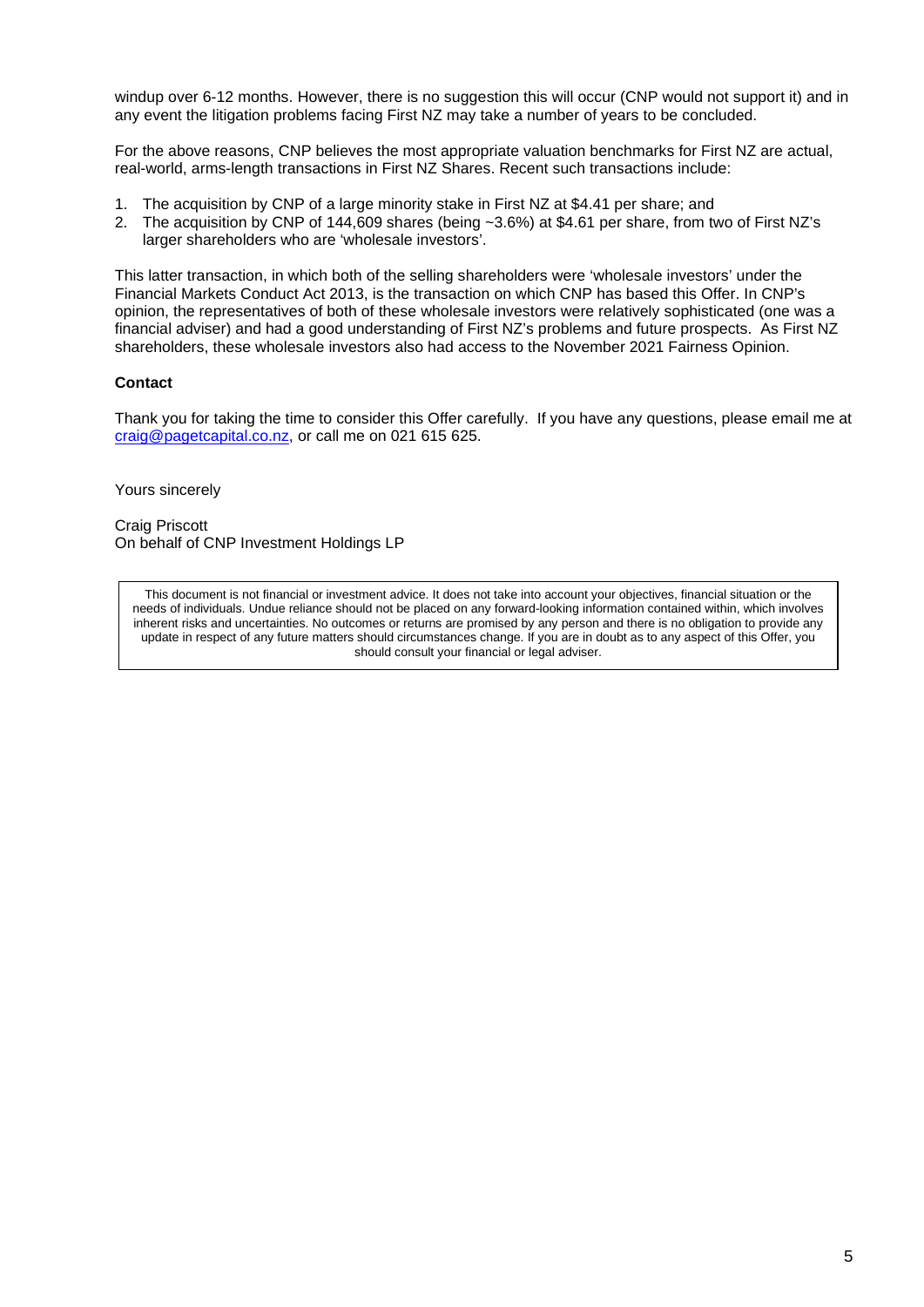windup over 6-12 months. However, there is no suggestion this will occur (CNP would not support it) and in any event the litigation problems facing First NZ may take a number of years to be concluded.

For the above reasons, CNP believes the most appropriate valuation benchmarks for First NZ are actual, real-world, arms-length transactions in First NZ Shares. Recent such transactions include:

1. The acquisition by CNP of a large minority stake in First NZ at $4.41 per share; and
2. The acquisition by CNP of 144,609 shares (being ~3.6%) at $4.61 per share, from two of First NZ's larger shareholders who are 'wholesale investors'.

This latter transaction, in which both of the selling shareholders were 'wholesale investors' under the Financial Markets Conduct Act 2013, is the transaction on which CNP has based this Offer. In CNP's opinion, the representatives of both of these wholesale investors were relatively sophisticated (one was a financial adviser) and had a good understanding of First NZ's problems and future prospects. As First NZ shareholders, these wholesale investors also had access to the November 2021 Fairness Opinion.

**Contact**

Thank you for taking the time to consider this Offer carefully. If you have any questions, please email me at craig@pagetcapital.co.nz, or call me on 021 615 625.

Yours sincerely

Craig Priscott
On behalf of CNP Investment Holdings LP

This document is not financial or investment advice. It does not take into account your objectives, financial situation or the needs of individuals. Undue reliance should not be placed on any forward-looking information contained within, which involves inherent risks and uncertainties. No outcomes or returns are promised by any person and there is no obligation to provide any update in respect of any future matters should circumstances change. If you are in doubt as to any aspect of this Offer, you should consult your financial or legal adviser.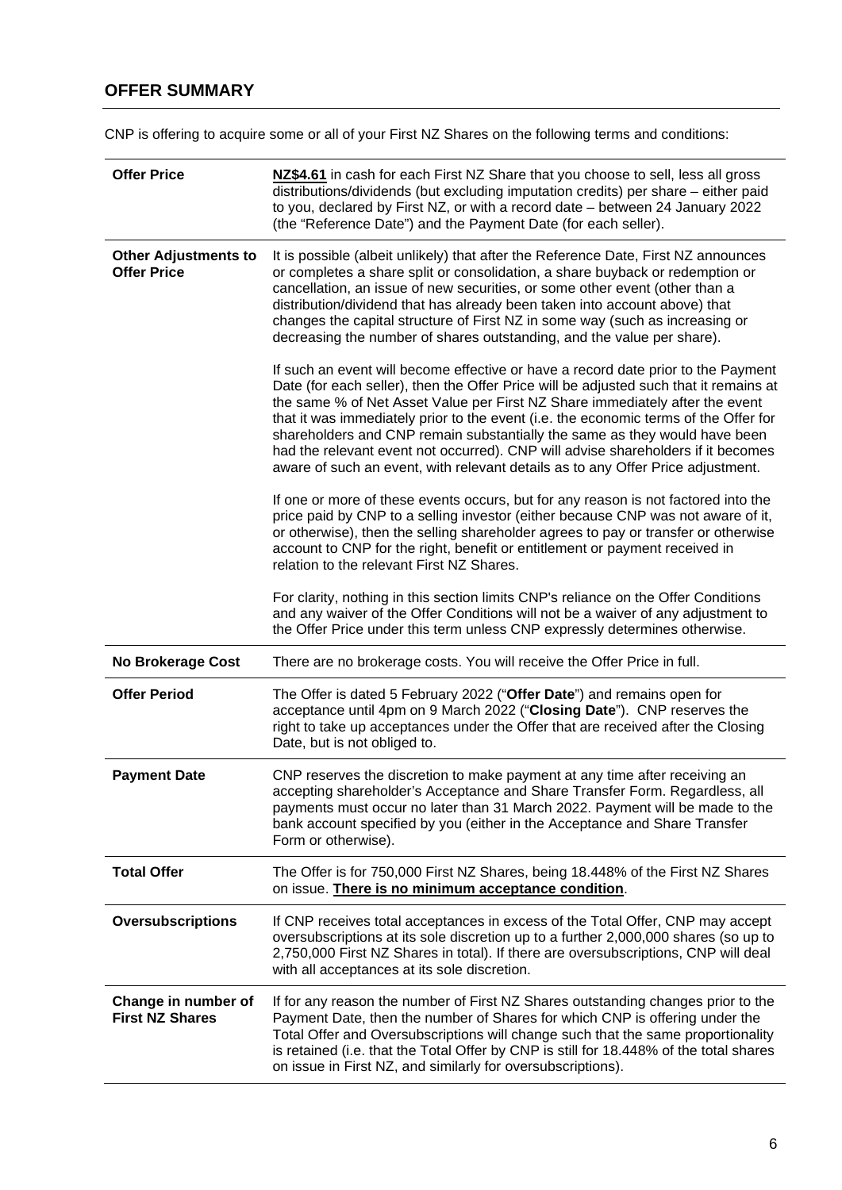## OFFER SUMMARY

CNP is offering to acquire some or all of your First NZ Shares on the following terms and conditions:

| | |
|---|---|
| **Offer Price** | **NZ$4.61** in cash for each First NZ Share that you choose to sell, less all gross distributions/dividends (but excluding imputation credits) per share – either paid to you, declared by First NZ, or with a record date – between 24 January 2022 (the "Reference Date") and the Payment Date (for each seller). |
| **Other Adjustments to Offer Price** | It is possible (albeit unlikely) that after the Reference Date, First NZ announces or completes a share split or consolidation, a share buyback or redemption or cancellation, an issue of new securities, or some other event (other than a distribution/dividend that has already been taken into account above) that changes the capital structure of First NZ in some way (such as increasing or decreasing the number of shares outstanding, and the value per share).<br><br>If such an event will become effective or have a record date prior to the Payment Date (for each seller), then the Offer Price will be adjusted such that it remains at the same % of Net Asset Value per First NZ Share immediately after the event that it was immediately prior to the event (i.e. the economic terms of the Offer for shareholders and CNP remain substantially the same as they would have been had the relevant event not occurred). CNP will advise shareholders if it becomes aware of such an event, with relevant details as to any Offer Price adjustment.<br><br>If one or more of these events occurs, but for any reason is not factored into the price paid by CNP to a selling investor (either because CNP was not aware of it, or otherwise), then the selling shareholder agrees to pay or transfer or otherwise account to CNP for the right, benefit or entitlement or payment received in relation to the relevant First NZ Shares.<br><br>For clarity, nothing in this section limits CNP's reliance on the Offer Conditions and any waiver of the Offer Conditions will not be a waiver of any adjustment to the Offer Price under this term unless CNP expressly determines otherwise. |
| **No Brokerage Cost** | There are no brokerage costs. You will receive the Offer Price in full. |
| **Offer Period** | The Offer is dated 5 February 2022 ("**Offer Date**") and remains open for acceptance until 4pm on 9 March 2022 ("**Closing Date**"). CNP reserves the right to take up acceptances under the Offer that are received after the Closing Date, but is not obliged to. |
| **Payment Date** | CNP reserves the discretion to make payment at any time after receiving an accepting shareholder's Acceptance and Share Transfer Form. Regardless, all payments must occur no later than 31 March 2022. Payment will be made to the bank account specified by you (either in the Acceptance and Share Transfer Form or otherwise). |
| **Total Offer** | The Offer is for 750,000 First NZ Shares, being 18.448% of the First NZ Shares on issue. **There is no minimum acceptance condition**. |
| **Oversubscriptions** | If CNP receives total acceptances in excess of the Total Offer, CNP may accept oversubscriptions at its sole discretion up to a further 2,000,000 shares (so up to 2,750,000 First NZ Shares in total). If there are oversubscriptions, CNP will deal with all acceptances at its sole discretion. |
| **Change in number of First NZ Shares** | If for any reason the number of First NZ Shares outstanding changes prior to the Payment Date, then the number of Shares for which CNP is offering under the Total Offer and Oversubscriptions will change such that the same proportionality is retained (i.e. that the Total Offer by CNP is still for 18.448% of the total shares on issue in First NZ, and similarly for oversubscriptions). |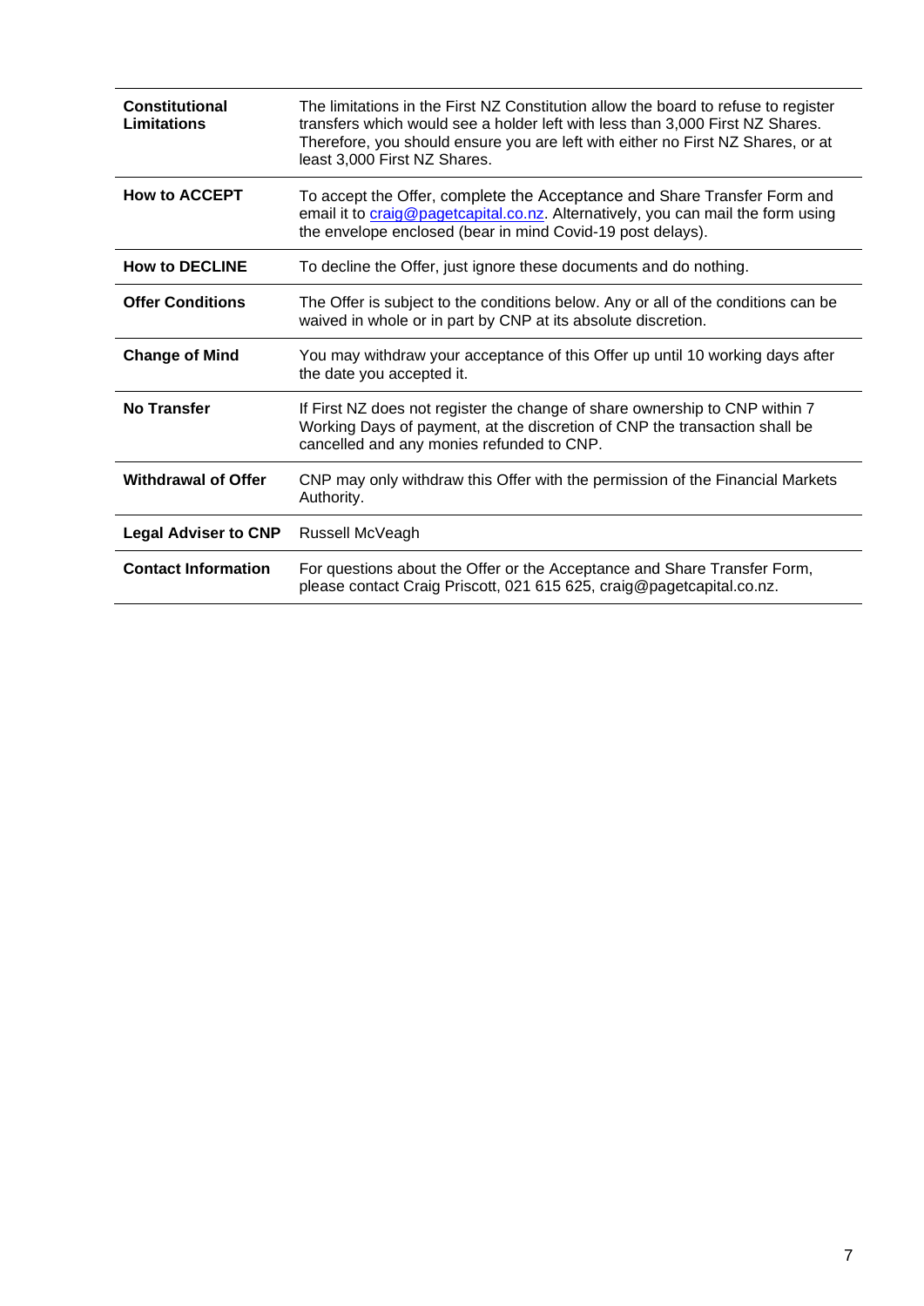| | |
|---|---|
| **Constitutional Limitations** | The limitations in the First NZ Constitution allow the board to refuse to register transfers which would see a holder left with less than 3,000 First NZ Shares. Therefore, you should ensure you are left with either no First NZ Shares, or at least 3,000 First NZ Shares. |
| **How to ACCEPT** | To accept the Offer, complete the Acceptance and Share Transfer Form and email it to craig@pagetcapital.co.nz. Alternatively, you can mail the form using the envelope enclosed (bear in mind Covid-19 post delays). |
| **How to DECLINE** | To decline the Offer, just ignore these documents and do nothing. |
| **Offer Conditions** | The Offer is subject to the conditions below. Any or all of the conditions can be waived in whole or in part by CNP at its absolute discretion. |
| **Change of Mind** | You may withdraw your acceptance of this Offer up until 10 working days after the date you accepted it. |
| **No Transfer** | If First NZ does not register the change of share ownership to CNP within 7 Working Days of payment, at the discretion of CNP the transaction shall be cancelled and any monies refunded to CNP. |
| **Withdrawal of Offer** | CNP may only withdraw this Offer with the permission of the Financial Markets Authority. |
| **Legal Adviser to CNP** | Russell McVeagh |
| **Contact Information** | For questions about the Offer or the Acceptance and Share Transfer Form, please contact Craig Priscott, 021 615 625, craig@pagetcapital.co.nz. |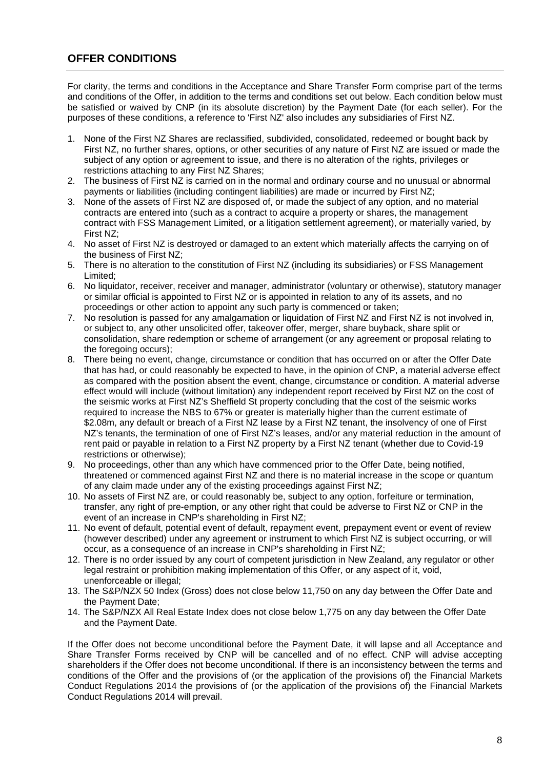## OFFER CONDITIONS

For clarity, the terms and conditions in the Acceptance and Share Transfer Form comprise part of the terms and conditions of the Offer, in addition to the terms and conditions set out below. Each condition below must be satisfied or waived by CNP (in its absolute discretion) by the Payment Date (for each seller). For the purposes of these conditions, a reference to 'First NZ' also includes any subsidiaries of First NZ.

1. None of the First NZ Shares are reclassified, subdivided, consolidated, redeemed or bought back by First NZ, no further shares, options, or other securities of any nature of First NZ are issued or made the subject of any option or agreement to issue, and there is no alteration of the rights, privileges or restrictions attaching to any First NZ Shares;
2. The business of First NZ is carried on in the normal and ordinary course and no unusual or abnormal payments or liabilities (including contingent liabilities) are made or incurred by First NZ;
3. None of the assets of First NZ are disposed of, or made the subject of any option, and no material contracts are entered into (such as a contract to acquire a property or shares, the management contract with FSS Management Limited, or a litigation settlement agreement), or materially varied, by First NZ;
4. No asset of First NZ is destroyed or damaged to an extent which materially affects the carrying on of the business of First NZ;
5. There is no alteration to the constitution of First NZ (including its subsidiaries) or FSS Management Limited;
6. No liquidator, receiver, receiver and manager, administrator (voluntary or otherwise), statutory manager or similar official is appointed to First NZ or is appointed in relation to any of its assets, and no proceedings or other action to appoint any such party is commenced or taken;
7. No resolution is passed for any amalgamation or liquidation of First NZ and First NZ is not involved in, or subject to, any other unsolicited offer, takeover offer, merger, share buyback, share split or consolidation, share redemption or scheme of arrangement (or any agreement or proposal relating to the foregoing occurs);
8. There being no event, change, circumstance or condition that has occurred on or after the Offer Date that has had, or could reasonably be expected to have, in the opinion of CNP, a material adverse effect as compared with the position absent the event, change, circumstance or condition. A material adverse effect would will include (without limitation) any independent report received by First NZ on the cost of the seismic works at First NZ's Sheffield St property concluding that the cost of the seismic works required to increase the NBS to 67% or greater is materially higher than the current estimate of \$2.08m, any default or breach of a First NZ lease by a First NZ tenant, the insolvency of one of First NZ's tenants, the termination of one of First NZ's leases, and/or any material reduction in the amount of rent paid or payable in relation to a First NZ property by a First NZ tenant (whether due to Covid-19 restrictions or otherwise);
9. No proceedings, other than any which have commenced prior to the Offer Date, being notified, threatened or commenced against First NZ and there is no material increase in the scope or quantum of any claim made under any of the existing proceedings against First NZ;
10. No assets of First NZ are, or could reasonably be, subject to any option, forfeiture or termination, transfer, any right of pre-emption, or any other right that could be adverse to First NZ or CNP in the event of an increase in CNP's shareholding in First NZ;
11. No event of default, potential event of default, repayment event, prepayment event or event of review (however described) under any agreement or instrument to which First NZ is subject occurring, or will occur, as a consequence of an increase in CNP's shareholding in First NZ;
12. There is no order issued by any court of competent jurisdiction in New Zealand, any regulator or other legal restraint or prohibition making implementation of this Offer, or any aspect of it, void, unenforceable or illegal;
13. The S&P/NZX 50 Index (Gross) does not close below 11,750 on any day between the Offer Date and the Payment Date;
14. The S&P/NZX All Real Estate Index does not close below 1,775 on any day between the Offer Date and the Payment Date.

If the Offer does not become unconditional before the Payment Date, it will lapse and all Acceptance and Share Transfer Forms received by CNP will be cancelled and of no effect. CNP will advise accepting shareholders if the Offer does not become unconditional. If there is an inconsistency between the terms and conditions of the Offer and the provisions of (or the application of the provisions of) the Financial Markets Conduct Regulations 2014 the provisions of (or the application of the provisions of) the Financial Markets Conduct Regulations 2014 will prevail.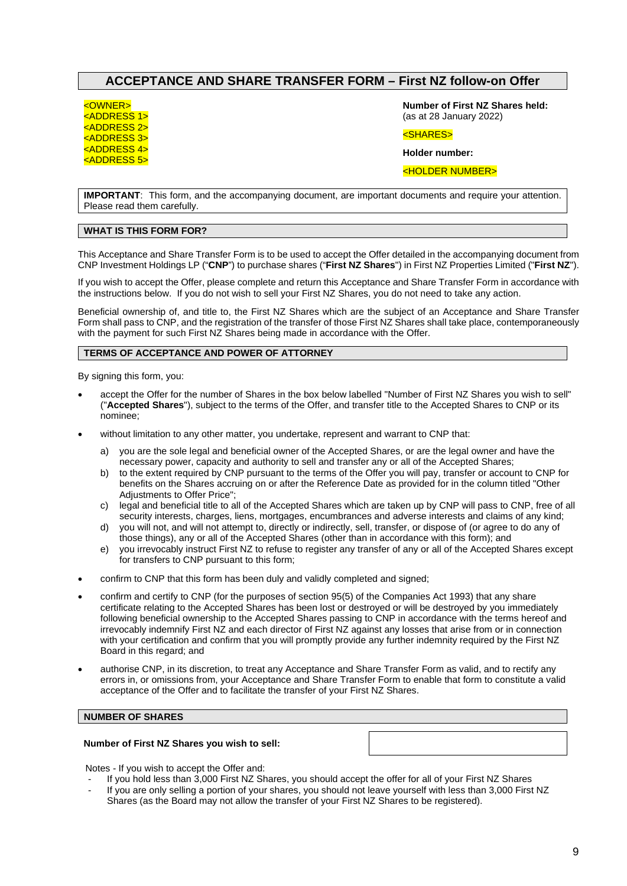# ACCEPTANCE AND SHARE TRANSFER FORM – First NZ follow-on Offer

<OWNER>
<ADDRESS 1>
<ADDRESS 2>
<ADDRESS 3>
<ADDRESS 4>
<ADDRESS 5>

**Number of First NZ Shares held:**
(as at 28 January 2022)

<SHARES>

**Holder number:**

<HOLDER NUMBER>

**IMPORTANT**: This form, and the accompanying document, are important documents and require your attention. Please read them carefully.

## WHAT IS THIS FORM FOR?

This Acceptance and Share Transfer Form is to be used to accept the Offer detailed in the accompanying document from CNP Investment Holdings LP ("**CNP**") to purchase shares ("**First NZ Shares**") in First NZ Properties Limited ("**First NZ**").

If you wish to accept the Offer, please complete and return this Acceptance and Share Transfer Form in accordance with the instructions below. If you do not wish to sell your First NZ Shares, you do not need to take any action.

Beneficial ownership of, and title to, the First NZ Shares which are the subject of an Acceptance and Share Transfer Form shall pass to CNP, and the registration of the transfer of those First NZ Shares shall take place, contemporaneously with the payment for such First NZ Shares being made in accordance with the Offer.

## TERMS OF ACCEPTANCE AND POWER OF ATTORNEY

By signing this form, you:

- accept the Offer for the number of Shares in the box below labelled "Number of First NZ Shares you wish to sell" ("**Accepted Shares**"), subject to the terms of the Offer, and transfer title to the Accepted Shares to CNP or its nominee;
- without limitation to any other matter, you undertake, represent and warrant to CNP that:
  a) you are the sole legal and beneficial owner of the Accepted Shares, or are the legal owner and have the necessary power, capacity and authority to sell and transfer any or all of the Accepted Shares;
  b) to the extent required by CNP pursuant to the terms of the Offer you will pay, transfer or account to CNP for benefits on the Shares accruing on or after the Reference Date as provided for in the column titled "Other Adjustments to Offer Price";
  c) legal and beneficial title to all of the Accepted Shares which are taken up by CNP will pass to CNP, free of all security interests, charges, liens, mortgages, encumbrances and adverse interests and claims of any kind;
  d) you will not, and will not attempt to, directly or indirectly, sell, transfer, or dispose of (or agree to do any of those things), any or all of the Accepted Shares (other than in accordance with this form); and
  e) you irrevocably instruct First NZ to refuse to register any transfer of any or all of the Accepted Shares except for transfers to CNP pursuant to this form;
- confirm to CNP that this form has been duly and validly completed and signed;
- confirm and certify to CNP (for the purposes of section 95(5) of the Companies Act 1993) that any share certificate relating to the Accepted Shares has been lost or destroyed or will be destroyed by you immediately following beneficial ownership to the Accepted Shares passing to CNP in accordance with the terms hereof and irrevocably indemnify First NZ and each director of First NZ against any losses that arise from or in connection with your certification and confirm that you will promptly provide any further indemnity required by the First NZ Board in this regard; and
- authorise CNP, in its discretion, to treat any Acceptance and Share Transfer Form as valid, and to rectify any errors in, or omissions from, your Acceptance and Share Transfer Form to enable that form to constitute a valid acceptance of the Offer and to facilitate the transfer of your First NZ Shares.

## NUMBER OF SHARES

**Number of First NZ Shares you wish to sell:**

Notes - If you wish to accept the Offer and:

- If you hold less than 3,000 First NZ Shares, you should accept the offer for all of your First NZ Shares
- If you are only selling a portion of your shares, you should not leave yourself with less than 3,000 First NZ Shares (as the Board may not allow the transfer of your First NZ Shares to be registered).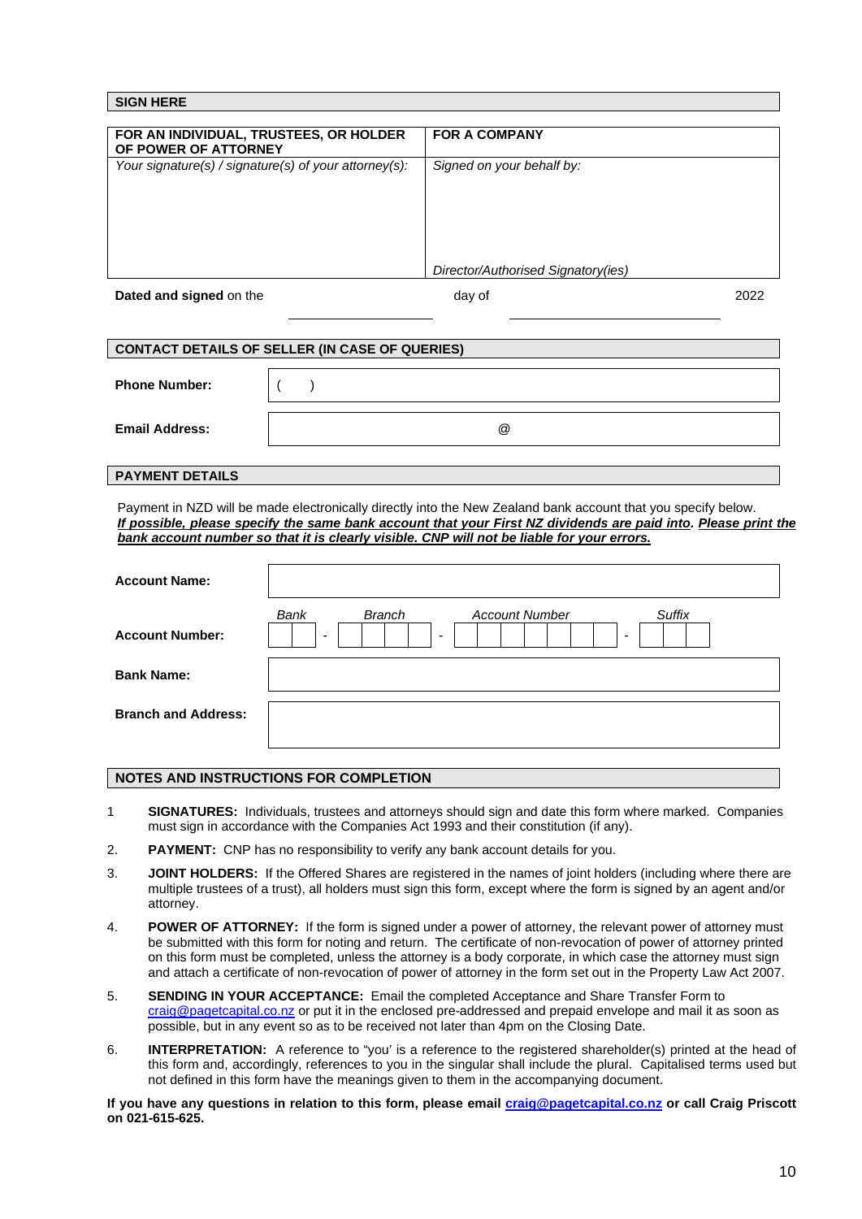## SIGN HERE

| FOR AN INDIVIDUAL, TRUSTEES, OR HOLDER OF POWER OF ATTORNEY | FOR A COMPANY |
| --- | --- |
| *Your signature(s) / signature(s) of your attorney(s):* | *Signed on your behalf by:*<br><br><br><br>*Director/Authorised Signatory(ies)* |

**Dated and signed** on the \_\_\_\_\_\_\_\_\_\_\_\_\_\_\_\_ day of \_\_\_\_\_\_\_\_\_\_\_\_\_\_\_\_\_\_\_\_ 2022

## CONTACT DETAILS OF SELLER (IN CASE OF QUERIES)

| | |
| --- | --- |
| **Phone Number:** | (     ) |
| **Email Address:** | @ |

## PAYMENT DETAILS

Payment in NZD will be made electronically directly into the New Zealand bank account that you specify below. ***If possible, please specify the same bank account that your First NZ dividends are paid into. Please print the bank account number so that it is clearly visible. CNP will not be liable for your errors.***

| | |
| --- | --- |
| **Account Name:** | |
| **Account Number:** | *Bank* \_\_ - *Branch* \_\_\_\_ - *Account Number* \_\_\_\_\_\_\_ - *Suffix* \_\_\_ |
| **Bank Name:** | |
| **Branch and Address:** | |

## NOTES AND INSTRUCTIONS FOR COMPLETION

1 **SIGNATURES:** Individuals, trustees and attorneys should sign and date this form where marked. Companies must sign in accordance with the Companies Act 1993 and their constitution (if any).

2. **PAYMENT:** CNP has no responsibility to verify any bank account details for you.

3. **JOINT HOLDERS:** If the Offered Shares are registered in the names of joint holders (including where there are multiple trustees of a trust), all holders must sign this form, except where the form is signed by an agent and/or attorney.

4. **POWER OF ATTORNEY:** If the form is signed under a power of attorney, the relevant power of attorney must be submitted with this form for noting and return. The certificate of non-revocation of power of attorney printed on this form must be completed, unless the attorney is a body corporate, in which case the attorney must sign and attach a certificate of non-revocation of power of attorney in the form set out in the Property Law Act 2007.

5. **SENDING IN YOUR ACCEPTANCE:** Email the completed Acceptance and Share Transfer Form to craig@pagetcapital.co.nz or put it in the enclosed pre-addressed and prepaid envelope and mail it as soon as possible, but in any event so as to be received not later than 4pm on the Closing Date.

6. **INTERPRETATION:** A reference to "you' is a reference to the registered shareholder(s) printed at the head of this form and, accordingly, references to you in the singular shall include the plural. Capitalised terms used but not defined in this form have the meanings given to them in the accompanying document.

**If you have any questions in relation to this form, please email craig@pagetcapital.co.nz or call Craig Priscott on 021-615-625.**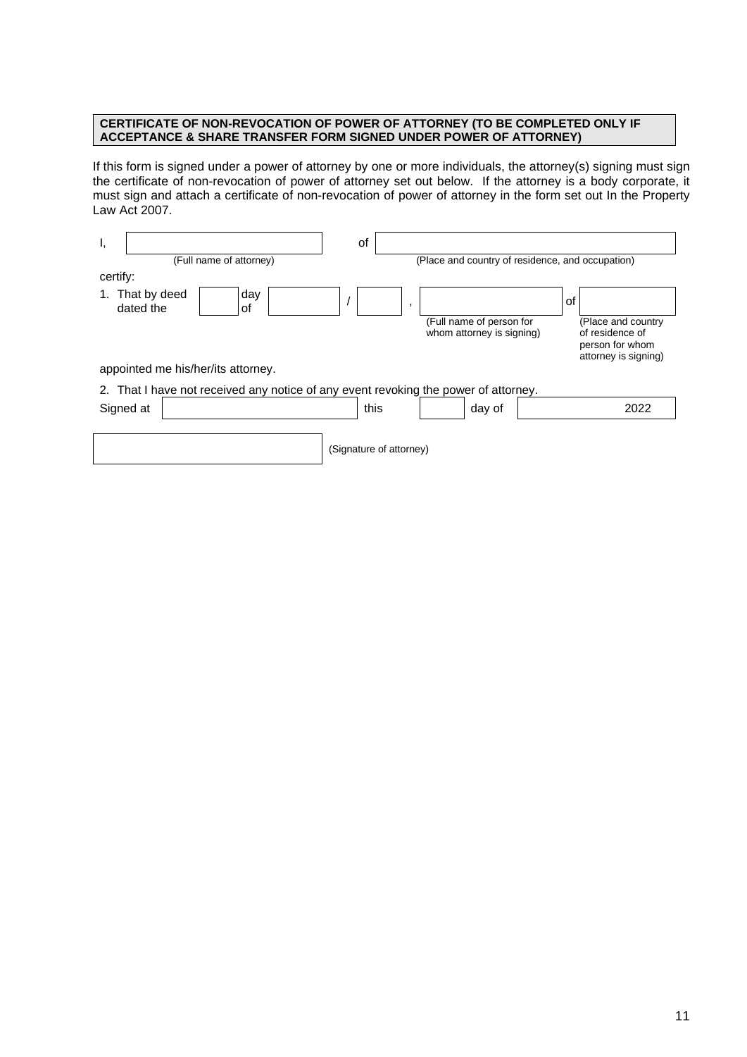**CERTIFICATE OF NON-REVOCATION OF POWER OF ATTORNEY (TO BE COMPLETED ONLY IF ACCEPTANCE & SHARE TRANSFER FORM SIGNED UNDER POWER OF ATTORNEY)**

If this form is signed under a power of attorney by one or more individuals, the attorney(s) signing must sign the certificate of non-revocation of power of attorney set out below. If the attorney is a body corporate, it must sign and attach a certificate of non-revocation of power of attorney in the form set out In the Property Law Act 2007.

I, ______________________ of ______________________

(Full name of attorney) (Place and country of residence, and occupation)

certify:

1. That by deed dated the ______ day of ______ / ______ , ______________________ of ______________________

   (Full name of person for whom attorney is signing) (Place and country of residence of person for whom attorney is signing)

   appointed me his/her/its attorney.

2. That I have not received any notice of any event revoking the power of attorney.

Signed at ______________________ this ______ day of ______________ 2022

______________________ (Signature of attorney)